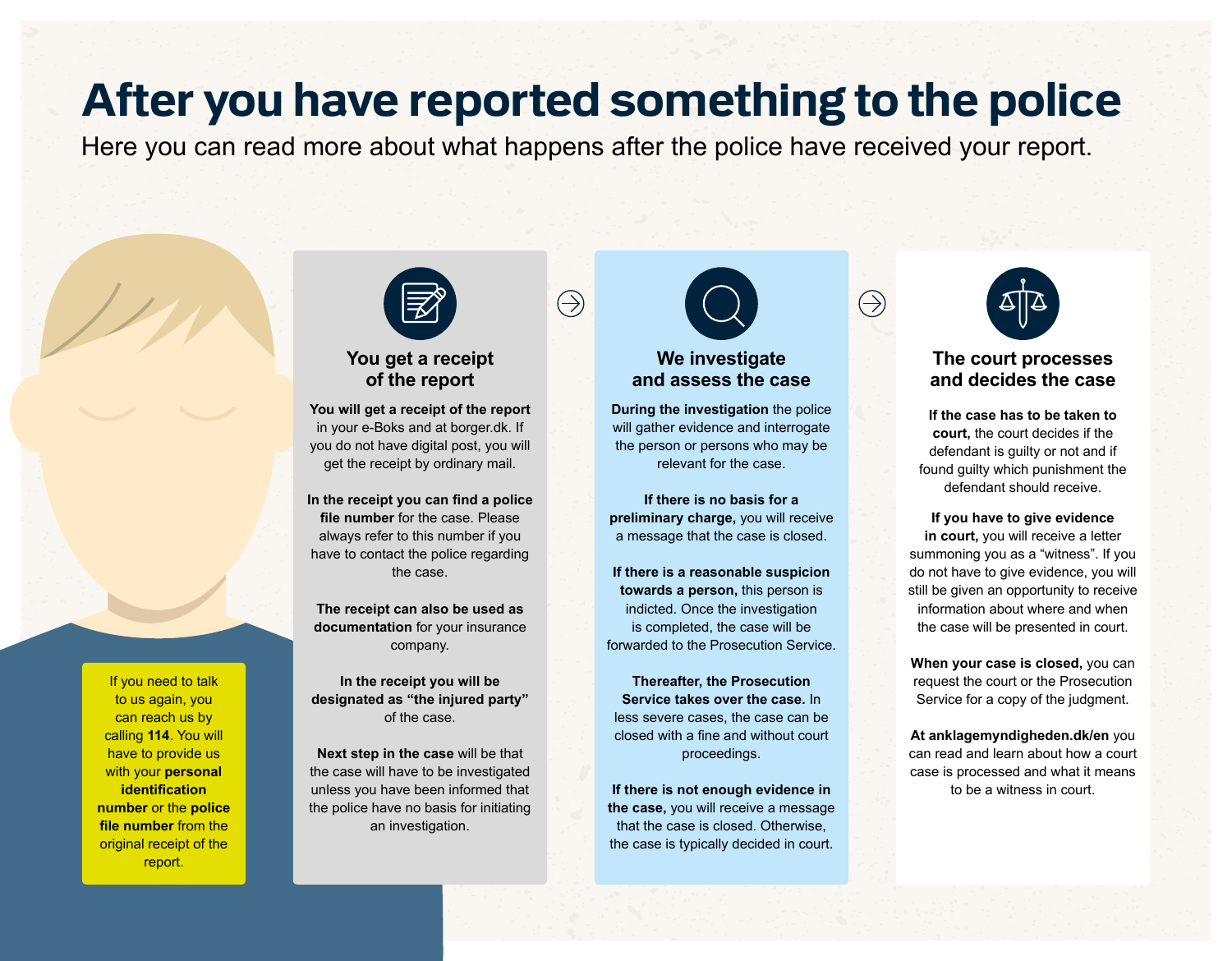# After you have reported something to the police

Here you can read more about what happens after the police have received your report.

If you need to talk to us again, you can reach us by calling **114**. You will have to provide us with your **personal identification number** or the **police file number** from the original receipt of the report.

## You get a receipt of the report

**You will get a receipt of the report** in your e-Boks and at borger.dk. If you do not have digital post, you will get the receipt by ordinary mail.

**In the receipt you can find a police file number** for the case. Please always refer to this number if you have to contact the police regarding the case.

**The receipt can also be used as documentation** for your insurance company.

**In the receipt you will be designated as "the injured party"** of the case.

**Next step in the case** will be that the case will have to be investigated unless you have been informed that the police have no basis for initiating an investigation.

## We investigate and assess the case

**During the investigation** the police will gather evidence and interrogate the person or persons who may be relevant for the case.

**If there is no basis for a preliminary charge,** you will receive a message that the case is closed.

**If there is a reasonable suspicion towards a person,** this person is indicted. Once the investigation is completed, the case will be forwarded to the Prosecution Service.

**Thereafter, the Prosecution Service takes over the case.** In less severe cases, the case can be closed with a fine and without court proceedings.

**If there is not enough evidence in the case,** you will receive a message that the case is closed. Otherwise, the case is typically decided in court.

## The court processes and decides the case

**If the case has to be taken to court,** the court decides if the defendant is guilty or not and if found guilty which punishment the defendant should receive.

**If you have to give evidence in court,** you will receive a letter summoning you as a "witness". If you do not have to give evidence, you will still be given an opportunity to receive information about where and when the case will be presented in court.

**When your case is closed,** you can request the court or the Prosecution Service for a copy of the judgment.

**At anklagemyndigheden.dk/en** you can read and learn about how a court case is processed and what it means to be a witness in court.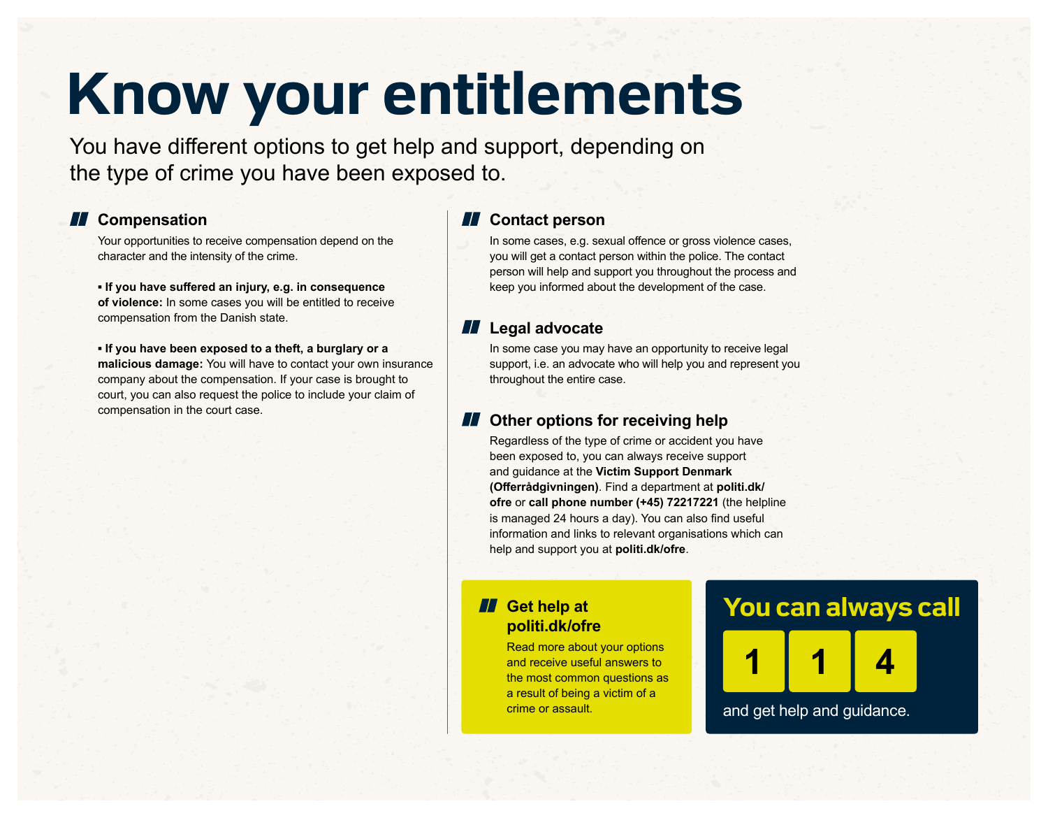# Know your entitlements

You have different options to get help and support, depending on the type of crime you have been exposed to.

### Compensation

Your opportunities to receive compensation depend on the character and the intensity of the crime.

- **If you have suffered an injury, e.g. in consequence of violence:** In some cases you will be entitled to receive compensation from the Danish state.

- **If you have been exposed to a theft, a burglary or a malicious damage:** You will have to contact your own insurance company about the compensation. If your case is brought to court, you can also request the police to include your claim of compensation in the court case.

### Contact person

In some cases, e.g. sexual offence or gross violence cases, you will get a contact person within the police. The contact person will help and support you throughout the process and keep you informed about the development of the case.

### Legal advocate

In some case you may have an opportunity to receive legal support, i.e. an advocate who will help you and represent you throughout the entire case.

### Other options for receiving help

Regardless of the type of crime or accident you have been exposed to, you can always receive support and guidance at the **Victim Support Denmark (Offerrådgivningen)**. Find a department at **politi.dk/ofre** or **call phone number (+45) 72217221** (the helpline is managed 24 hours a day). You can also find useful information and links to relevant organisations which can help and support you at **politi.dk/ofre**.

### Get help at politi.dk/ofre

Read more about your options and receive useful answers to the most common questions as a result of being a victim of a crime or assault.

**You can always call**

**1 1 4**

and get help and guidance.